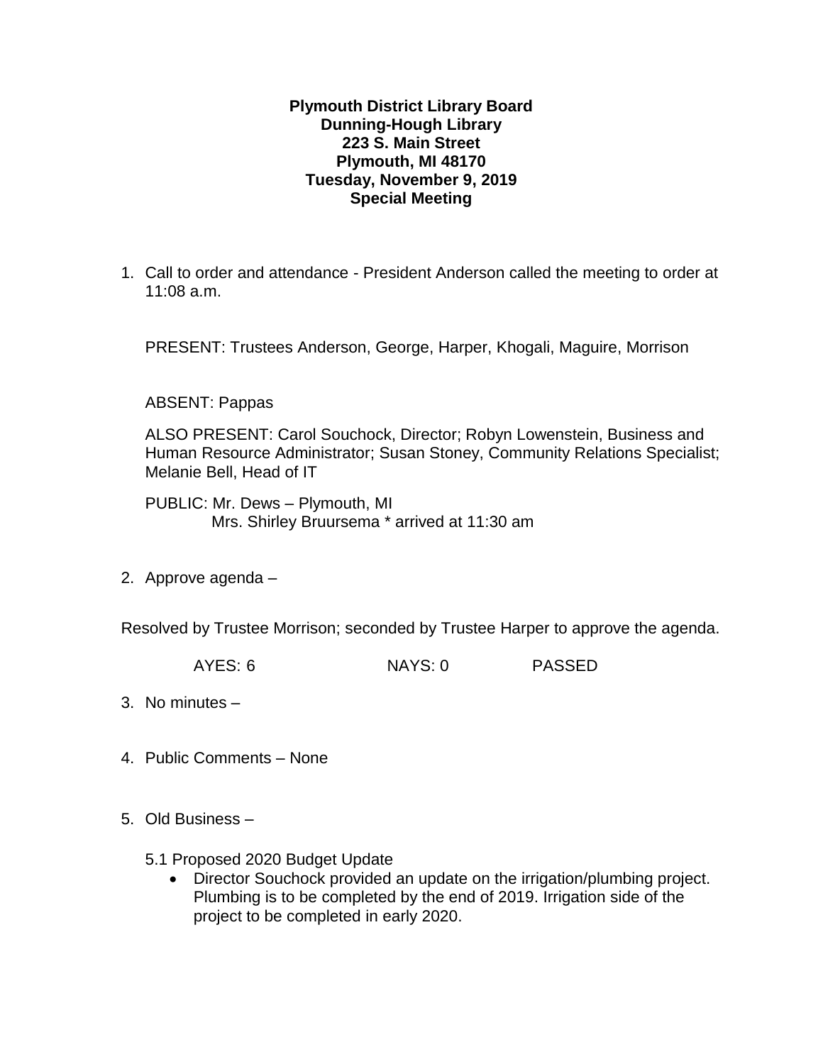**Plymouth District Library Board**
**Dunning-Hough Library**
**223 S. Main Street**
**Plymouth, MI 48170**
**Tuesday, November 9, 2019**
**Special Meeting**

1. Call to order and attendance - President Anderson called the meeting to order at 11:08 a.m.

   PRESENT: Trustees Anderson, George, Harper, Khogali, Maguire, Morrison

   ABSENT: Pappas

   ALSO PRESENT: Carol Souchock, Director; Robyn Lowenstein, Business and Human Resource Administrator; Susan Stoney, Community Relations Specialist; Melanie Bell, Head of IT

   PUBLIC: Mr. Dews – Plymouth, MI
   Mrs. Shirley Bruursema * arrived at 11:30 am

2. Approve agenda –

Resolved by Trustee Morrison; seconded by Trustee Harper to approve the agenda.

AYES: 6 NAYS: 0 PASSED

3. No minutes –

4. Public Comments – None

5. Old Business –

   5.1 Proposed 2020 Budget Update
   - Director Souchock provided an update on the irrigation/plumbing project. Plumbing is to be completed by the end of 2019. Irrigation side of the project to be completed in early 2020.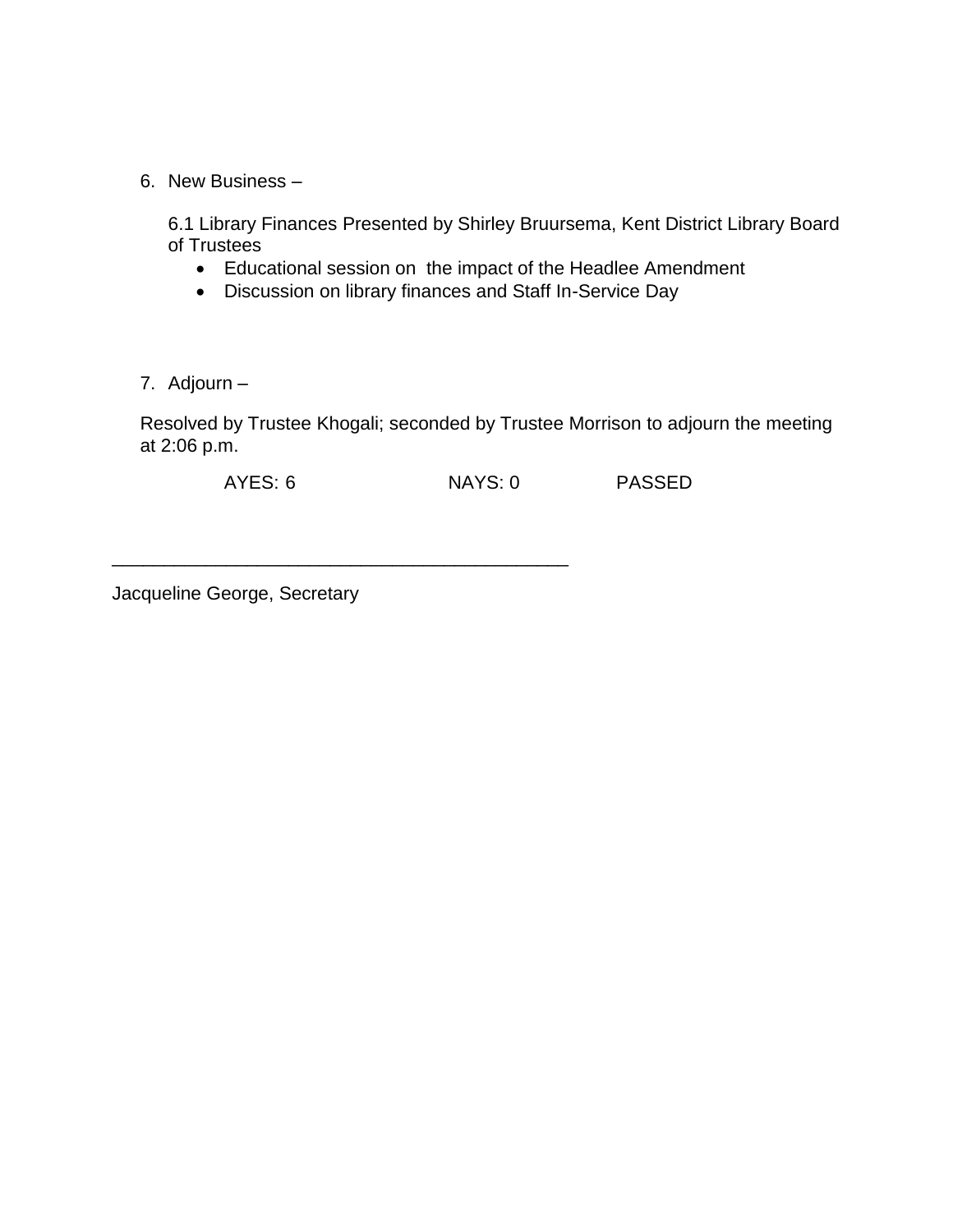6. New Business –

   6.1 Library Finances Presented by Shirley Bruursema, Kent District Library Board of Trustees

   - Educational session on the impact of the Headlee Amendment
   - Discussion on library finances and Staff In-Service Day

7. Adjourn –

   Resolved by Trustee Khogali; seconded by Trustee Morrison to adjourn the meeting at 2:06 p.m.

   AYES: 6    NAYS: 0    PASSED

\_\_\_\_\_\_\_\_\_\_\_\_\_\_\_\_\_\_\_\_\_\_\_\_\_\_\_\_\_\_\_\_\_\_\_\_\_\_\_\_\_\_\_\_

Jacqueline George, Secretary